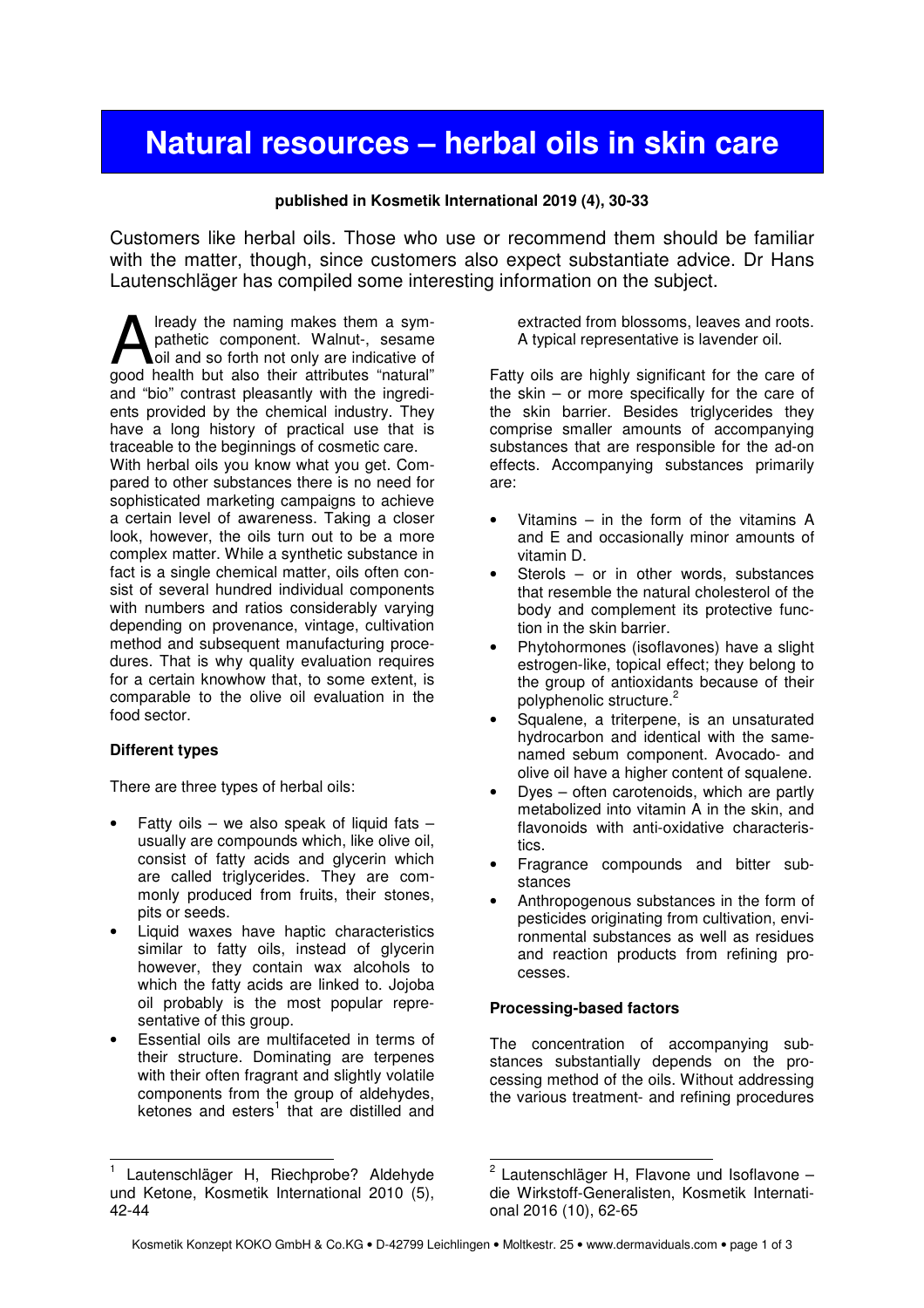# Natural resources – herbal oils in skin care

**published in Kosmetik International 2019 (4), 30-33**

Customers like herbal oils. Those who use or recommend them should be familiar with the matter, though, since customers also expect substantiate advice. Dr Hans Lautenschläger has compiled some interesting information on the subject.

Already the naming makes them a sympathetic component. Walnut-, sesame oil and so forth not only are indicative of good health but also their attributes "natural" and "bio" contrast pleasantly with the ingredients provided by the chemical industry. They have a long history of practical use that is traceable to the beginnings of cosmetic care.

With herbal oils you know what you get. Compared to other substances there is no need for sophisticated marketing campaigns to achieve a certain level of awareness. Taking a closer look, however, the oils turn out to be a more complex matter. While a synthetic substance in fact is a single chemical matter, oils often consist of several hundred individual components with numbers and ratios considerably varying depending on provenance, vintage, cultivation method and subsequent manufacturing procedures. That is why quality evaluation requires for a certain knowhow that, to some extent, is comparable to the olive oil evaluation in the food sector.

**Different types**

There are three types of herbal oils:

- Fatty oils – we also speak of liquid fats – usually are compounds which, like olive oil, consist of fatty acids and glycerin which are called triglycerides. They are commonly produced from fruits, their stones, pits or seeds.
- Liquid waxes have haptic characteristics similar to fatty oils, instead of glycerin however, they contain wax alcohols to which the fatty acids are linked to. Jojoba oil probably is the most popular representative of this group.
- Essential oils are multifaceted in terms of their structure. Dominating are terpenes with their often fragrant and slightly volatile components from the group of aldehydes, ketones and esters[1] that are distilled and extracted from blossoms, leaves and roots. A typical representative is lavender oil.

Fatty oils are highly significant for the care of the skin – or more specifically for the care of the skin barrier. Besides triglycerides they comprise smaller amounts of accompanying substances that are responsible for the ad-on effects. Accompanying substances primarily are:

- Vitamins – in the form of the vitamins A and E and occasionally minor amounts of vitamin D.
- Sterols – or in other words, substances that resemble the natural cholesterol of the body and complement its protective function in the skin barrier.
- Phytohormones (isoflavones) have a slight estrogen-like, topical effect; they belong to the group of antioxidants because of their polyphenolic structure.[2]
- Squalene, a triterpene, is an unsaturated hydrocarbon and identical with the same-named sebum component. Avocado- and olive oil have a higher content of squalene.
- Dyes – often carotenoids, which are partly metabolized into vitamin A in the skin, and flavonoids with anti-oxidative characteristics.
- Fragrance compounds and bitter substances
- Anthropogenous substances in the form of pesticides originating from cultivation, environmental substances as well as residues and reaction products from refining processes.

**Processing-based factors**

The concentration of accompanying substances substantially depends on the processing method of the oils. Without addressing the various treatment- and refining procedures

---

[1] Lautenschläger H, Riechprobe? Aldehyde und Ketone, Kosmetik International 2010 (5), 42-44

[2] Lautenschläger H, Flavone und Isoflavone – die Wirkstoff-Generalisten, Kosmetik International 2016 (10), 62-65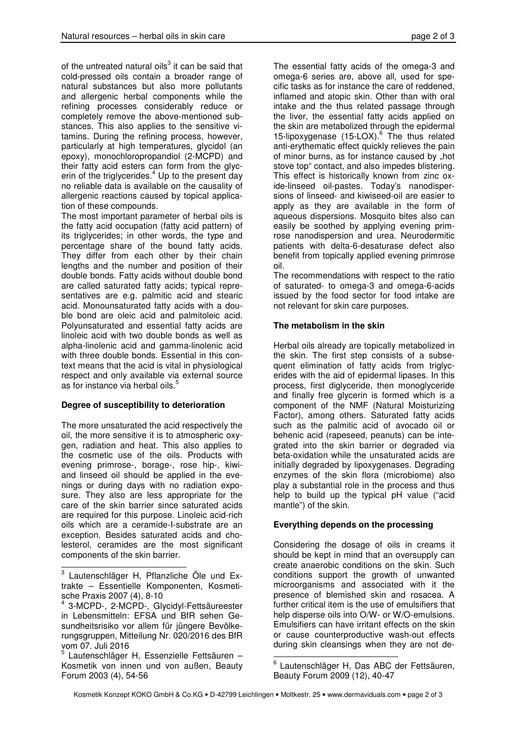of the untreated natural oils[3] it can be said that cold-pressed oils contain a broader range of natural substances but also more pollutants and allergenic herbal components while the refining processes considerably reduce or completely remove the above-mentioned substances. This also applies to the sensitive vitamins. During the refining process, however, particularly at high temperatures, glycidol (an epoxy), monochloropropandiol (2-MCPD) and their fatty acid esters can form from the glycerin of the triglycerides.[4] Up to the present day no reliable data is available on the causality of allergenic reactions caused by topical application of these compounds.

The most important parameter of herbal oils is the fatty acid occupation (fatty acid pattern) of its triglycerides; in other words, the type and percentage share of the bound fatty acids. They differ from each other by their chain lengths and the number and position of their double bonds. Fatty acids without double bond are called saturated fatty acids; typical representatives are e.g. palmitic acid and stearic acid. Monounsaturated fatty acids with a double bond are oleic acid and palmitoleic acid. Polyunsaturated and essential fatty acids are linoleic acid with two double bonds as well as alpha-linolenic acid and gamma-linolenic acid with three double bonds. Essential in this context means that the acid is vital in physiological respect and only available via external source as for instance via herbal oils.[5]

**Degree of susceptibility to deterioration**

The more unsaturated the acid respectively the oil, the more sensitive it is to atmospheric oxygen, radiation and heat. This also applies to the cosmetic use of the oils. Products with evening primrose-, borage-, rose hip-, kiwi- and linseed oil should be applied in the evenings or during days with no radiation exposure. They also are less appropriate for the care of the skin barrier since saturated acids are required for this purpose. Linoleic acid-rich oils which are a ceramide-I-substrate are an exception. Besides saturated acids and cholesterol, ceramides are the most significant components of the skin barrier.

The essential fatty acids of the omega-3 and omega-6 series are, above all, used for specific tasks as for instance the care of reddened, inflamed and atopic skin. Other than with oral intake and the thus related passage through the liver, the essential fatty acids applied on the skin are metabolized through the epidermal 15-lipoxygenase (15-LOX).[6] The thus related anti-erythematic effect quickly relieves the pain of minor burns, as for instance caused by „hot stove top" contact, and also impedes blistering. This effect is historically known from zinc oxide-linseed oil-pastes. Today's nanodispersions of linseed- and kiwiseed-oil are easier to apply as they are available in the form of aqueous dispersions. Mosquito bites also can easily be soothed by applying evening primrose nanodispersion and urea. Neurodermitic patients with delta-6-desaturase defect also benefit from topically applied evening primrose oil.

The recommendations with respect to the ratio of saturated- to omega-3 and omega-6-acids issued by the food sector for food intake are not relevant for skin care purposes.

**The metabolism in the skin**

Herbal oils already are topically metabolized in the skin. The first step consists of a subsequent elimination of fatty acids from triglycerides with the aid of epidermal lipases. In this process, first diglyceride, then monoglyceride and finally free glycerin is formed which is a component of the NMF (Natural Moisturizing Factor), among others. Saturated fatty acids such as the palmitic acid of avocado oil or behenic acid (rapeseed, peanuts) can be integrated into the skin barrier or degraded via beta-oxidation while the unsaturated acids are initially degraded by lipoxygenases. Degrading enzymes of the skin flora (microbiome) also play a substantial role in the process and thus help to build up the typical pH value ("acid mantle") of the skin.

**Everything depends on the processing**

Considering the dosage of oils in creams it should be kept in mind that an oversupply can create anaerobic conditions on the skin. Such conditions support the growth of unwanted microorganisms and associated with it the presence of blemished skin and rosacea. A further critical item is the use of emulsifiers that help disperse oils into O/W- or W/O-emulsions. Emulsifiers can have irritant effects on the skin or cause counterproductive wash-out effects during skin cleansings when they are not de-

---

[3] Lautenschläger H, Pflanzliche Öle und Extrakte – Essentielle Komponenten, Kosmetische Praxis 2007 (4), 8-10

[4] 3-MCPD-, 2-MCPD-, Glycidyl-Fettsäureester in Lebensmitteln: EFSA und BfR sehen Gesundheitsrisiko vor allem für jüngere Bevölkerungsgruppen, Mitteilung Nr. 020/2016 des BfR vom 07. Juli 2016

[5] Lautenschläger H, Essenzielle Fettsäuren – Kosmetik von innen und von außen, Beauty Forum 2003 (4), 54-56

[6] Lautenschläger H, Das ABC der Fettsäuren, Beauty Forum 2009 (12), 40-47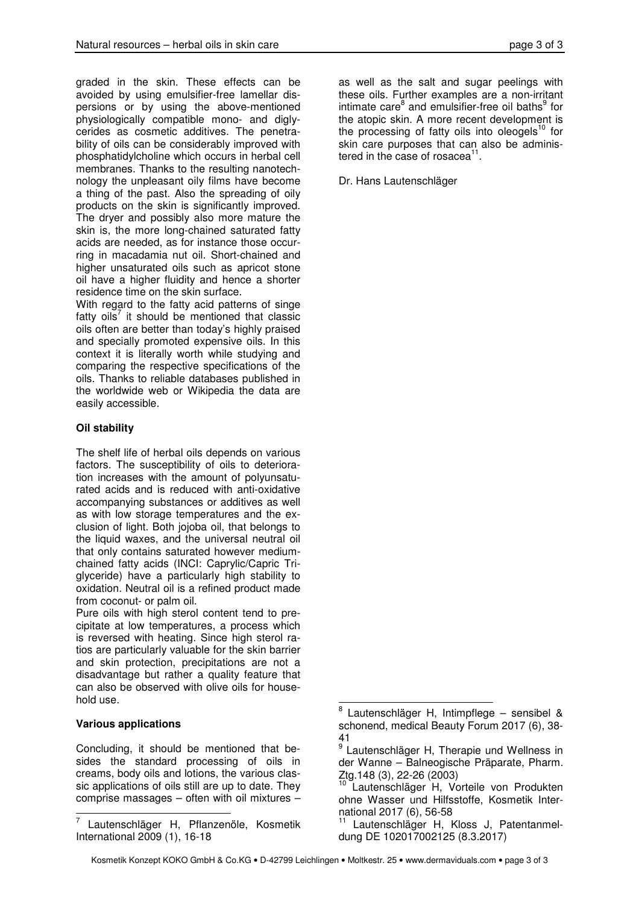graded in the skin. These effects can be avoided by using emulsifier-free lamellar dispersions or by using the above-mentioned physiologically compatible mono- and diglycerides as cosmetic additives. The penetrability of oils can be considerably improved with phosphatidylcholine which occurs in herbal cell membranes. Thanks to the resulting nanotechnology the unpleasant oily films have become a thing of the past. Also the spreading of oily products on the skin is significantly improved. The dryer and possibly also more mature the skin is, the more long-chained saturated fatty acids are needed, as for instance those occurring in macadamia nut oil. Short-chained and higher unsaturated oils such as apricot stone oil have a higher fluidity and hence a shorter residence time on the skin surface.

With regard to the fatty acid patterns of singe fatty oils[7] it should be mentioned that classic oils often are better than today's highly praised and specially promoted expensive oils. In this context it is literally worth while studying and comparing the respective specifications of the oils. Thanks to reliable databases published in the worldwide web or Wikipedia the data are easily accessible.

**Oil stability**

The shelf life of herbal oils depends on various factors. The susceptibility of oils to deterioration increases with the amount of polyunsaturated acids and is reduced with anti-oxidative accompanying substances or additives as well as with low storage temperatures and the exclusion of light. Both jojoba oil, that belongs to the liquid waxes, and the universal neutral oil that only contains saturated however medium-chained fatty acids (INCI: Caprylic/Capric Triglyceride) have a particularly high stability to oxidation. Neutral oil is a refined product made from coconut- or palm oil.

Pure oils with high sterol content tend to precipitate at low temperatures, a process which is reversed with heating. Since high sterol ratios are particularly valuable for the skin barrier and skin protection, precipitations are not a disadvantage but rather a quality feature that can also be observed with olive oils for household use.

**Various applications**

Concluding, it should be mentioned that besides the standard processing of oils in creams, body oils and lotions, the various classic applications of oils still are up to date. They comprise massages – often with oil mixtures – as well as the salt and sugar peelings with these oils. Further examples are a non-irritant intimate care[8] and emulsifier-free oil baths[9] for the atopic skin. A more recent development is the processing of fatty oils into oleogels[10] for skin care purposes that can also be administered in the case of rosacea[11].

Dr. Hans Lautenschläger

---

[7] Lautenschläger H, Pflanzenöle, Kosmetik International 2009 (1), 16-18

[8] Lautenschläger H, Intimpflege – sensibel & schonend, medical Beauty Forum 2017 (6), 38-41

[9] Lautenschläger H, Therapie und Wellness in der Wanne – Balneogische Präparate, Pharm. Ztg.148 (3), 22-26 (2003)

[10] Lautenschläger H, Vorteile von Produkten ohne Wasser und Hilfsstoffe, Kosmetik International 2017 (6), 56-58

[11] Lautenschläger H, Kloss J, Patentanmeldung DE 102017002125 (8.3.2017)